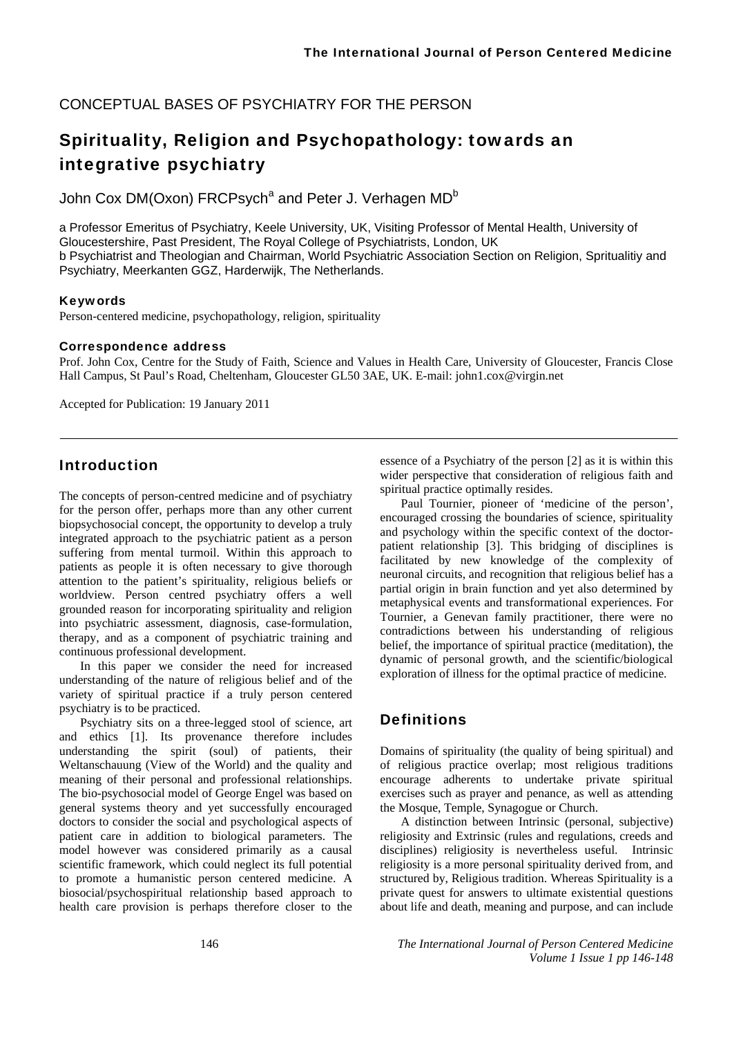CONCEPTUAL BASES OF PSYCHIATRY FOR THE PERSON

# Spirituality, Religion and Psychopathology: towards an integrative psychiatry

John Cox DM(Oxon) FRCPsych[a] and Peter J. Verhagen MD[b]

a Professor Emeritus of Psychiatry, Keele University, UK, Visiting Professor of Mental Health, University of Gloucestershire, Past President, The Royal College of Psychiatrists, London, UK
b Psychiatrist and Theologian and Chairman, World Psychiatric Association Section on Religion, Spritualitiy and Psychiatry, Meerkanten GGZ, Harderwijk, The Netherlands.

#### Keywords

Person-centered medicine, psychopathology, religion, spirituality

#### Correspondence address

Prof. John Cox, Centre for the Study of Faith, Science and Values in Health Care, University of Gloucester, Francis Close Hall Campus, St Paul's Road, Cheltenham, Gloucester GL50 3AE, UK. E-mail: john1.cox@virgin.net

Accepted for Publication: 19 January 2011

## Introduction

The concepts of person-centred medicine and of psychiatry for the person offer, perhaps more than any other current biopsychosocial concept, the opportunity to develop a truly integrated approach to the psychiatric patient as a person suffering from mental turmoil. Within this approach to patients as people it is often necessary to give thorough attention to the patient's spirituality, religious beliefs or worldview. Person centred psychiatry offers a well grounded reason for incorporating spirituality and religion into psychiatric assessment, diagnosis, case-formulation, therapy, and as a component of psychiatric training and continuous professional development.

In this paper we consider the need for increased understanding of the nature of religious belief and of the variety of spiritual practice if a truly person centered psychiatry is to be practiced.

Psychiatry sits on a three-legged stool of science, art and ethics [1]. Its provenance therefore includes understanding the spirit (soul) of patients, their Weltanschauung (View of the World) and the quality and meaning of their personal and professional relationships. The bio-psychosocial model of George Engel was based on general systems theory and yet successfully encouraged doctors to consider the social and psychological aspects of patient care in addition to biological parameters. The model however was considered primarily as a causal scientific framework, which could neglect its full potential to promote a humanistic person centered medicine. A biosocial/psychospiritual relationship based approach to health care provision is perhaps therefore closer to the essence of a Psychiatry of the person [2] as it is within this wider perspective that consideration of religious faith and spiritual practice optimally resides.

Paul Tournier, pioneer of 'medicine of the person', encouraged crossing the boundaries of science, spirituality and psychology within the specific context of the doctor-patient relationship [3]. This bridging of disciplines is facilitated by new knowledge of the complexity of neuronal circuits, and recognition that religious belief has a partial origin in brain function and yet also determined by metaphysical events and transformational experiences. For Tournier, a Genevan family practitioner, there were no contradictions between his understanding of religious belief, the importance of spiritual practice (meditation), the dynamic of personal growth, and the scientific/biological exploration of illness for the optimal practice of medicine.

## Definitions

Domains of spirituality (the quality of being spiritual) and of religious practice overlap; most religious traditions encourage adherents to undertake private spiritual exercises such as prayer and penance, as well as attending the Mosque, Temple, Synagogue or Church.

A distinction between Intrinsic (personal, subjective) religiosity and Extrinsic (rules and regulations, creeds and disciplines) religiosity is nevertheless useful. Intrinsic religiosity is a more personal spirituality derived from, and structured by, Religious tradition. Whereas Spirituality is a private quest for answers to ultimate existential questions about life and death, meaning and purpose, and can include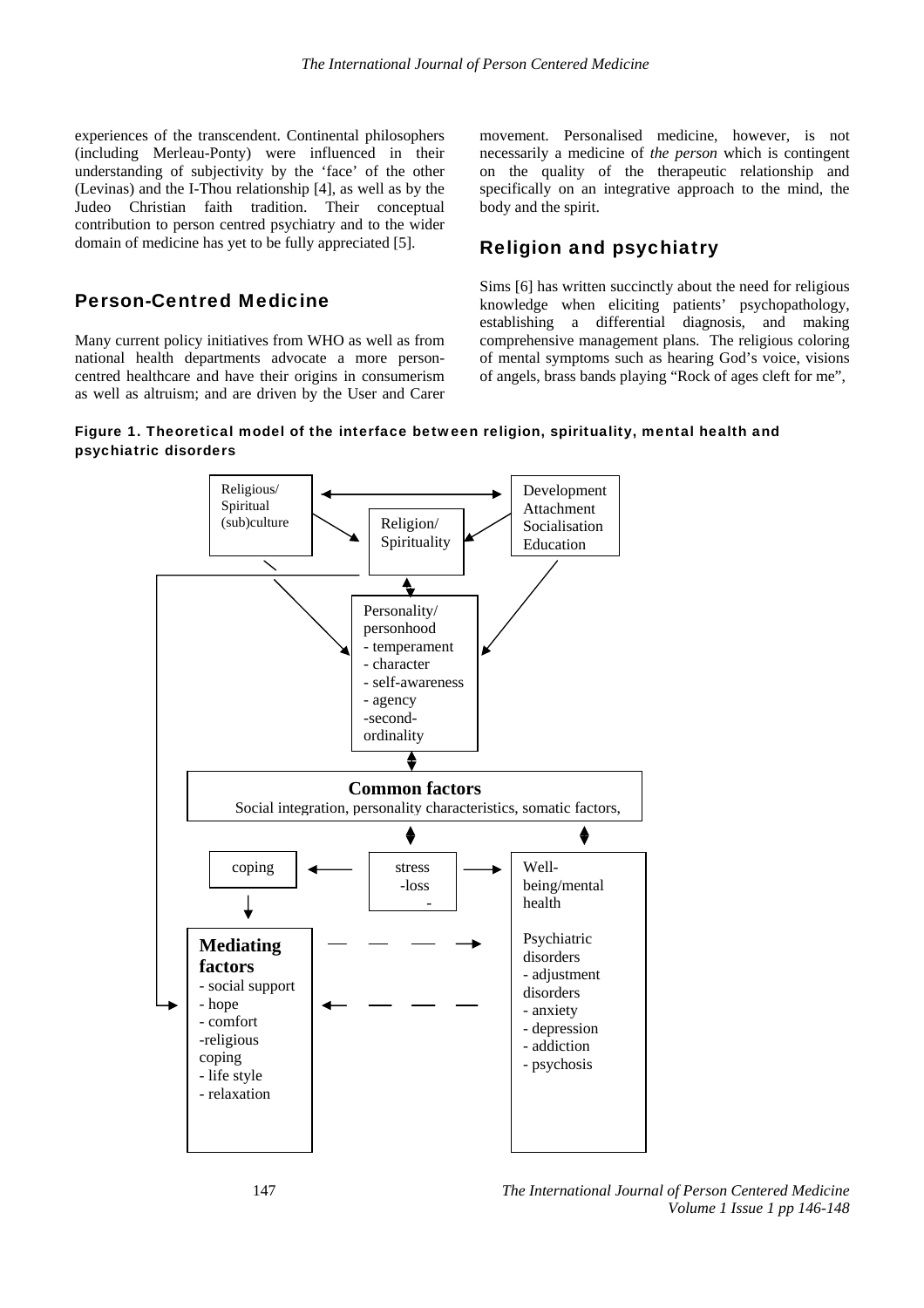experiences of the transcendent. Continental philosophers (including Merleau-Ponty) were influenced in their understanding of subjectivity by the 'face' of the other (Levinas) and the I-Thou relationship [4], as well as by the Judeo Christian faith tradition. Their conceptual contribution to person centred psychiatry and to the wider domain of medicine has yet to be fully appreciated [5].

## Person-Centred Medicine

Many current policy initiatives from WHO as well as from national health departments advocate a more person-centred healthcare and have their origins in consumerism as well as altruism; and are driven by the User and Carer movement. Personalised medicine, however, is not necessarily a medicine of *the person* which is contingent on the quality of the therapeutic relationship and specifically on an integrative approach to the mind, the body and the spirit.

## Religion and psychiatry

Sims [6] has written succinctly about the need for religious knowledge when eliciting patients' psychopathology, establishing a differential diagnosis, and making comprehensive management plans. The religious coloring of mental symptoms such as hearing God's voice, visions of angels, brass bands playing "Rock of ages cleft for me",

**Figure 1. Theoretical model of the interface between religion, spirituality, mental health and psychiatric disorders**

Religious/ Spiritual (sub)culture

Religion/ Spirituality

Development Attachment Socialisation Education

Personality/ personhood
- temperament
- character
- self-awareness
- agency
- second-ordinality

**Common factors**
Social integration, personality characteristics, somatic factors,

coping

stress
- loss
-

Well-being/mental health

Psychiatric disorders
- adjustment disorders
- anxiety
- depression
- addiction
- psychosis

**Mediating factors**
- social support
- hope
- comfort
- religious coping
- life style
- relaxation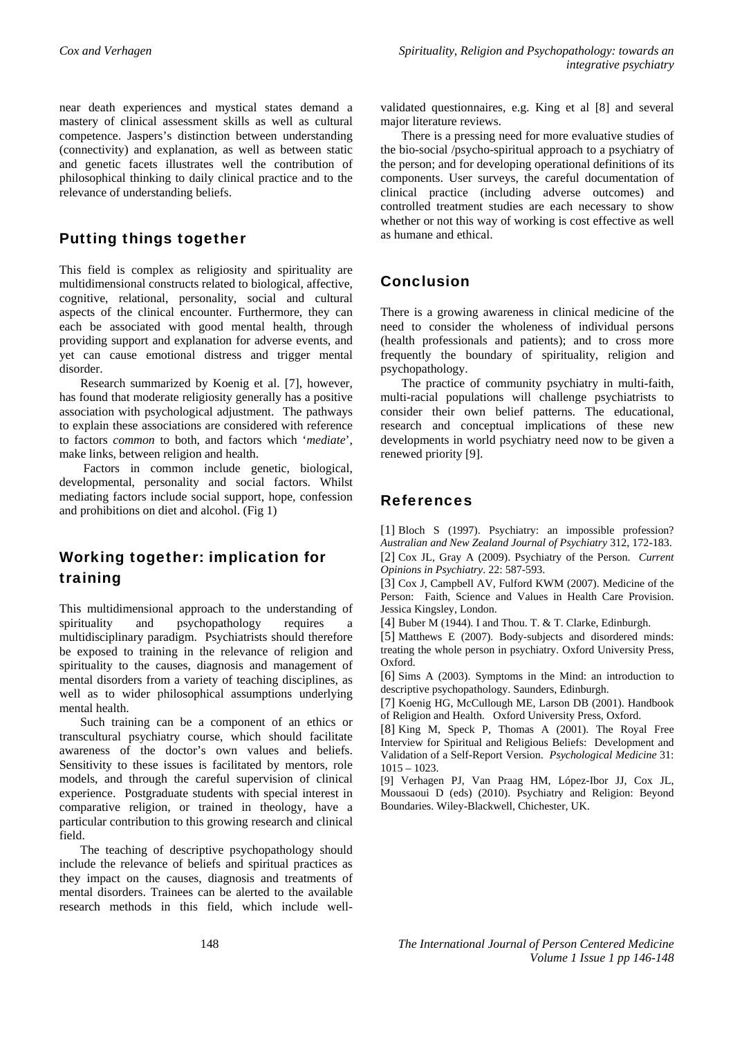near death experiences and mystical states demand a mastery of clinical assessment skills as well as cultural competence. Jaspers's distinction between understanding (connectivity) and explanation, as well as between static and genetic facets illustrates well the contribution of philosophical thinking to daily clinical practice and to the relevance of understanding beliefs.

## Putting things together

This field is complex as religiosity and spirituality are multidimensional constructs related to biological, affective, cognitive, relational, personality, social and cultural aspects of the clinical encounter. Furthermore, they can each be associated with good mental health, through providing support and explanation for adverse events, and yet can cause emotional distress and trigger mental disorder.

Research summarized by Koenig et al. [7], however, has found that moderate religiosity generally has a positive association with psychological adjustment. The pathways to explain these associations are considered with reference to factors *common* to both, and factors which '*mediate*', make links, between religion and health.

Factors in common include genetic, biological, developmental, personality and social factors. Whilst mediating factors include social support, hope, confession and prohibitions on diet and alcohol. (Fig 1)

## Working together: implication for training

This multidimensional approach to the understanding of spirituality and psychopathology requires a multidisciplinary paradigm. Psychiatrists should therefore be exposed to training in the relevance of religion and spirituality to the causes, diagnosis and management of mental disorders from a variety of teaching disciplines, as well as to wider philosophical assumptions underlying mental health.

Such training can be a component of an ethics or transcultural psychiatry course, which should facilitate awareness of the doctor's own values and beliefs. Sensitivity to these issues is facilitated by mentors, role models, and through the careful supervision of clinical experience. Postgraduate students with special interest in comparative religion, or trained in theology, have a particular contribution to this growing research and clinical field.

The teaching of descriptive psychopathology should include the relevance of beliefs and spiritual practices as they impact on the causes, diagnosis and treatments of mental disorders. Trainees can be alerted to the available research methods in this field, which include well-validated questionnaires, e.g. King et al [8] and several major literature reviews.

There is a pressing need for more evaluative studies of the bio-social /psycho-spiritual approach to a psychiatry of the person; and for developing operational definitions of its components. User surveys, the careful documentation of clinical practice (including adverse outcomes) and controlled treatment studies are each necessary to show whether or not this way of working is cost effective as well as humane and ethical.

## Conclusion

There is a growing awareness in clinical medicine of the need to consider the wholeness of individual persons (health professionals and patients); and to cross more frequently the boundary of spirituality, religion and psychopathology.

The practice of community psychiatry in multi-faith, multi-racial populations will challenge psychiatrists to consider their own belief patterns. The educational, research and conceptual implications of these new developments in world psychiatry need now to be given a renewed priority [9].

## References

[1] Bloch S (1997). Psychiatry: an impossible profession? *Australian and New Zealand Journal of Psychiatry* 312, 172-183.

[2] Cox JL, Gray A (2009). Psychiatry of the Person. *Current Opinions in Psychiatry*. 22: 587-593.

[3] Cox J, Campbell AV, Fulford KWM (2007). Medicine of the Person: Faith, Science and Values in Health Care Provision. Jessica Kingsley, London.

[4] Buber M (1944). I and Thou. T. & T. Clarke, Edinburgh.

[5] Matthews E (2007). Body-subjects and disordered minds: treating the whole person in psychiatry. Oxford University Press, Oxford.

[6] Sims A (2003). Symptoms in the Mind: an introduction to descriptive psychopathology. Saunders, Edinburgh.

[7] Koenig HG, McCullough ME, Larson DB (2001). Handbook of Religion and Health. Oxford University Press, Oxford.

[8] King M, Speck P, Thomas A (2001). The Royal Free Interview for Spiritual and Religious Beliefs: Development and Validation of a Self-Report Version. *Psychological Medicine* 31: 1015 – 1023.

[9] Verhagen PJ, Van Praag HM, López-Ibor JJ, Cox JL, Moussaoui D (eds) (2010). Psychiatry and Religion: Beyond Boundaries. Wiley-Blackwell, Chichester, UK.